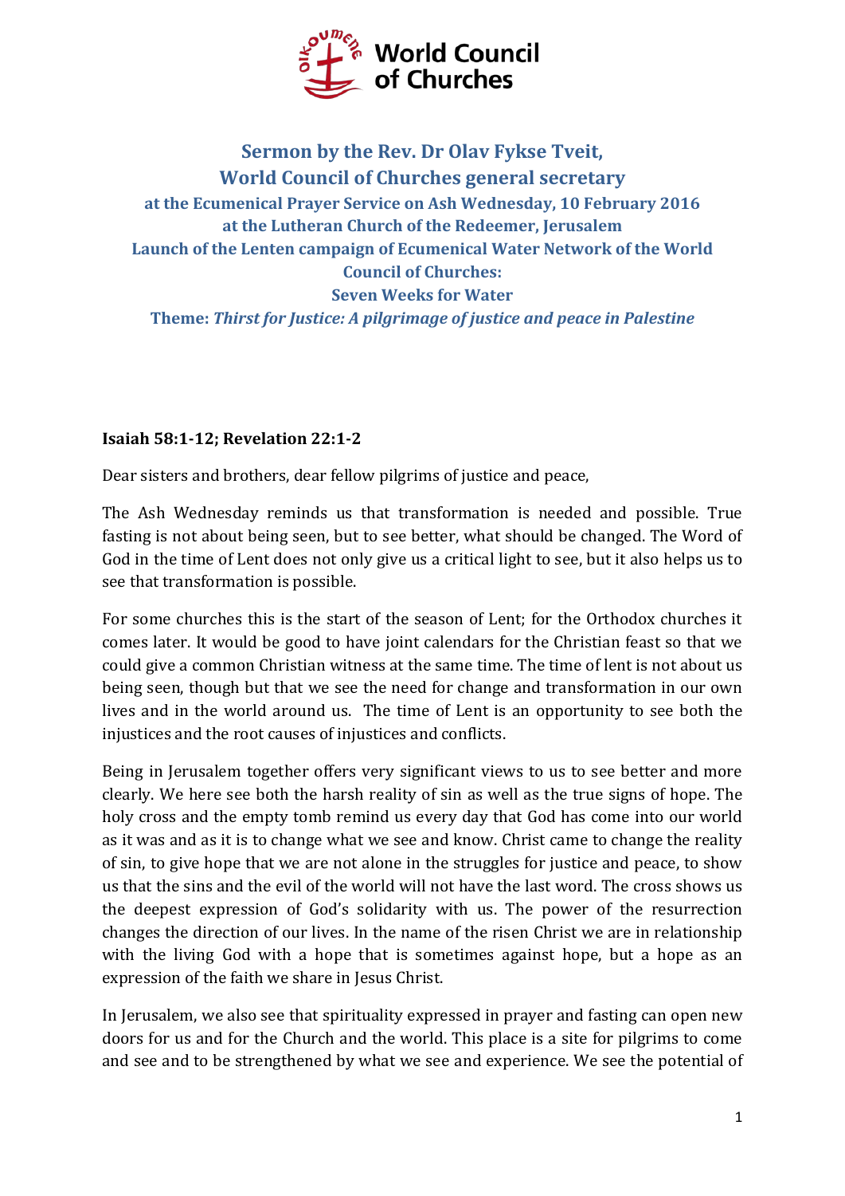World Council of Churches

## Sermon by the Rev. Dr Olav Fykse Tveit,
## World Council of Churches general secretary

### at the Ecumenical Prayer Service on Ash Wednesday, 10 February 2016
### at the Lutheran Church of the Redeemer, Jerusalem
### Launch of the Lenten campaign of Ecumenical Water Network of the World Council of Churches:
### Seven Weeks for Water
### Theme: *Thirst for Justice: A pilgrimage of justice and peace in Palestine*

**Isaiah 58:1-12; Revelation 22:1-2**

Dear sisters and brothers, dear fellow pilgrims of justice and peace,

The Ash Wednesday reminds us that transformation is needed and possible. True fasting is not about being seen, but to see better, what should be changed. The Word of God in the time of Lent does not only give us a critical light to see, but it also helps us to see that transformation is possible.

For some churches this is the start of the season of Lent; for the Orthodox churches it comes later. It would be good to have joint calendars for the Christian feast so that we could give a common Christian witness at the same time. The time of lent is not about us being seen, though but that we see the need for change and transformation in our own lives and in the world around us. The time of Lent is an opportunity to see both the injustices and the root causes of injustices and conflicts.

Being in Jerusalem together offers very significant views to us to see better and more clearly. We here see both the harsh reality of sin as well as the true signs of hope. The holy cross and the empty tomb remind us every day that God has come into our world as it was and as it is to change what we see and know. Christ came to change the reality of sin, to give hope that we are not alone in the struggles for justice and peace, to show us that the sins and the evil of the world will not have the last word. The cross shows us the deepest expression of God's solidarity with us. The power of the resurrection changes the direction of our lives. In the name of the risen Christ we are in relationship with the living God with a hope that is sometimes against hope, but a hope as an expression of the faith we share in Jesus Christ.

In Jerusalem, we also see that spirituality expressed in prayer and fasting can open new doors for us and for the Church and the world. This place is a site for pilgrims to come and see and to be strengthened by what we see and experience. We see the potential of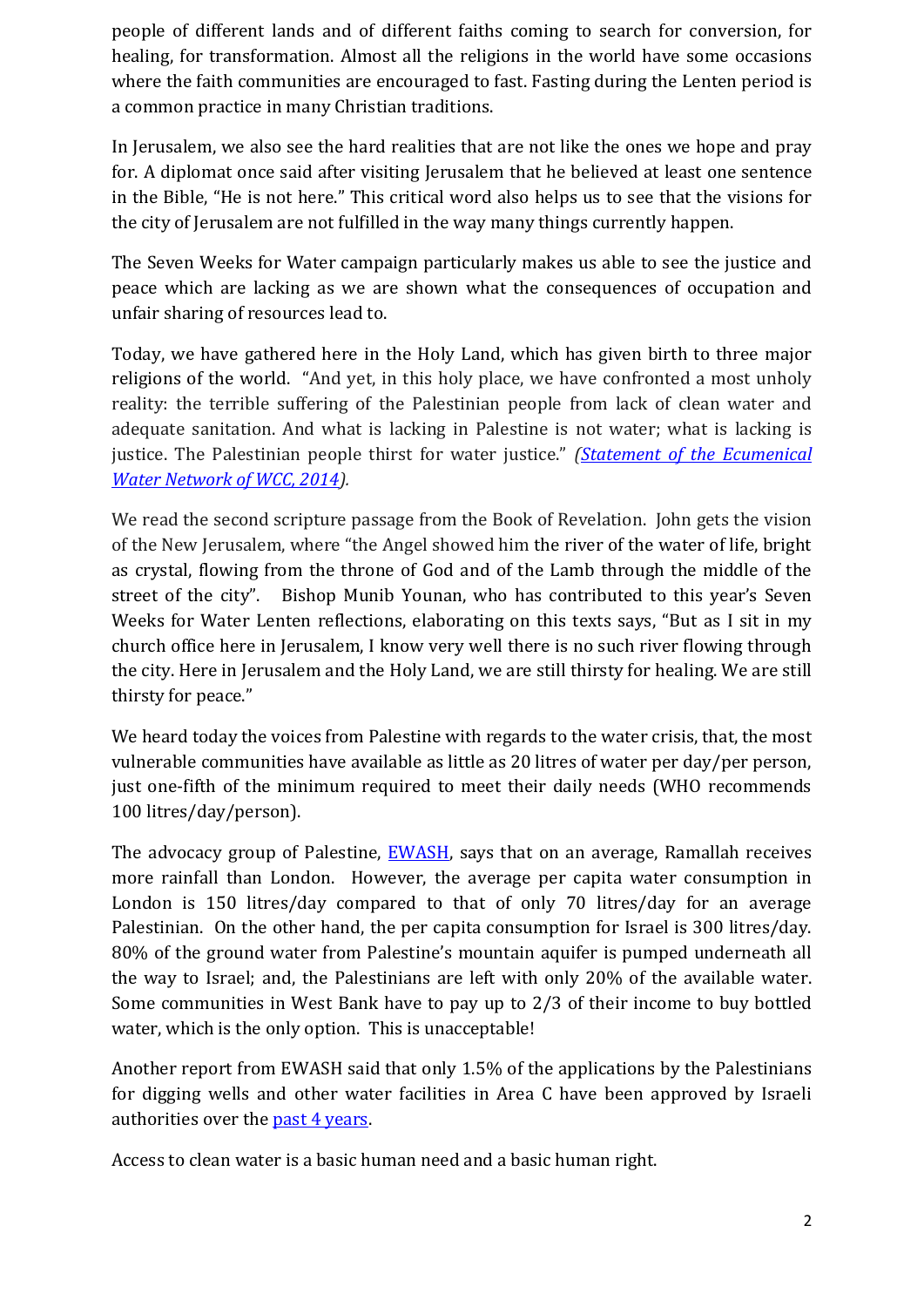people of different lands and of different faiths coming to search for conversion, for healing, for transformation. Almost all the religions in the world have some occasions where the faith communities are encouraged to fast. Fasting during the Lenten period is a common practice in many Christian traditions.

In Jerusalem, we also see the hard realities that are not like the ones we hope and pray for. A diplomat once said after visiting Jerusalem that he believed at least one sentence in the Bible, "He is not here." This critical word also helps us to see that the visions for the city of Jerusalem are not fulfilled in the way many things currently happen.

The Seven Weeks for Water campaign particularly makes us able to see the justice and peace which are lacking as we are shown what the consequences of occupation and unfair sharing of resources lead to.

Today, we have gathered here in the Holy Land, which has given birth to three major religions of the world. "And yet, in this holy place, we have confronted a most unholy reality: the terrible suffering of the Palestinian people from lack of clean water and adequate sanitation. And what is lacking in Palestine is not water; what is lacking is justice. The Palestinian people thirst for water justice." *(Statement of the Ecumenical Water Network of WCC, 2014).*

We read the second scripture passage from the Book of Revelation. John gets the vision of the New Jerusalem, where "the Angel showed him the river of the water of life, bright as crystal, flowing from the throne of God and of the Lamb through the middle of the street of the city". Bishop Munib Younan, who has contributed to this year's Seven Weeks for Water Lenten reflections, elaborating on this texts says, "But as I sit in my church office here in Jerusalem, I know very well there is no such river flowing through the city. Here in Jerusalem and the Holy Land, we are still thirsty for healing. We are still thirsty for peace."

We heard today the voices from Palestine with regards to the water crisis, that, the most vulnerable communities have available as little as 20 litres of water per day/per person, just one-fifth of the minimum required to meet their daily needs (WHO recommends 100 litres/day/person).

The advocacy group of Palestine, EWASH, says that on an average, Ramallah receives more rainfall than London. However, the average per capita water consumption in London is 150 litres/day compared to that of only 70 litres/day for an average Palestinian. On the other hand, the per capita consumption for Israel is 300 litres/day. 80% of the ground water from Palestine's mountain aquifer is pumped underneath all the way to Israel; and, the Palestinians are left with only 20% of the available water. Some communities in West Bank have to pay up to 2/3 of their income to buy bottled water, which is the only option. This is unacceptable!

Another report from EWASH said that only 1.5% of the applications by the Palestinians for digging wells and other water facilities in Area C have been approved by Israeli authorities over the past 4 years.

Access to clean water is a basic human need and a basic human right.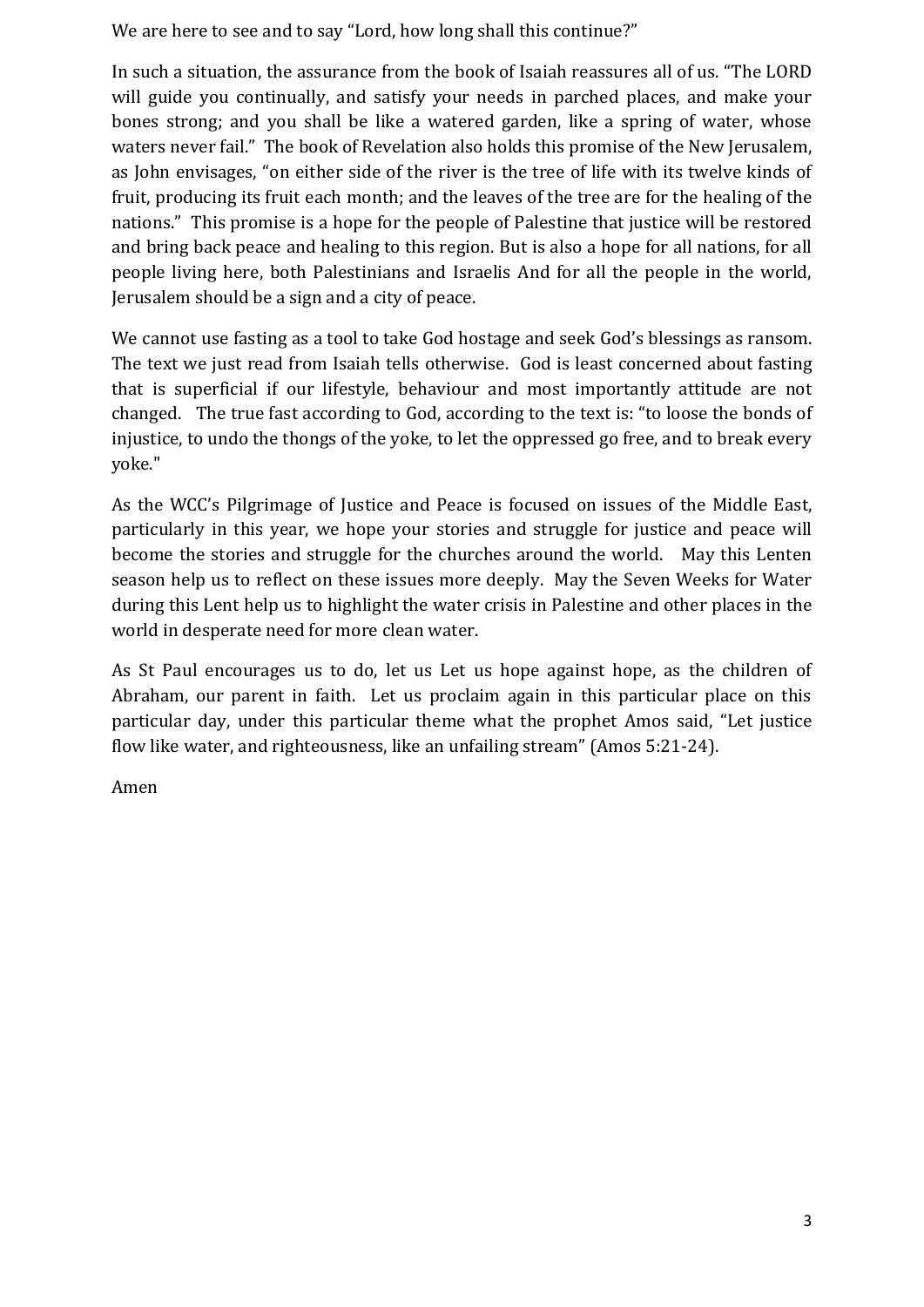We are here to see and to say "Lord, how long shall this continue?"

In such a situation, the assurance from the book of Isaiah reassures all of us. "The LORD will guide you continually, and satisfy your needs in parched places, and make your bones strong; and you shall be like a watered garden, like a spring of water, whose waters never fail." The book of Revelation also holds this promise of the New Jerusalem, as John envisages, "on either side of the river is the tree of life with its twelve kinds of fruit, producing its fruit each month; and the leaves of the tree are for the healing of the nations." This promise is a hope for the people of Palestine that justice will be restored and bring back peace and healing to this region. But is also a hope for all nations, for all people living here, both Palestinians and Israelis And for all the people in the world, Jerusalem should be a sign and a city of peace.

We cannot use fasting as a tool to take God hostage and seek God's blessings as ransom. The text we just read from Isaiah tells otherwise. God is least concerned about fasting that is superficial if our lifestyle, behaviour and most importantly attitude are not changed. The true fast according to God, according to the text is: "to loose the bonds of injustice, to undo the thongs of the yoke, to let the oppressed go free, and to break every yoke."

As the WCC's Pilgrimage of Justice and Peace is focused on issues of the Middle East, particularly in this year, we hope your stories and struggle for justice and peace will become the stories and struggle for the churches around the world. May this Lenten season help us to reflect on these issues more deeply. May the Seven Weeks for Water during this Lent help us to highlight the water crisis in Palestine and other places in the world in desperate need for more clean water.

As St Paul encourages us to do, let us Let us hope against hope, as the children of Abraham, our parent in faith. Let us proclaim again in this particular place on this particular day, under this particular theme what the prophet Amos said, "Let justice flow like water, and righteousness, like an unfailing stream" (Amos 5:21-24).

Amen